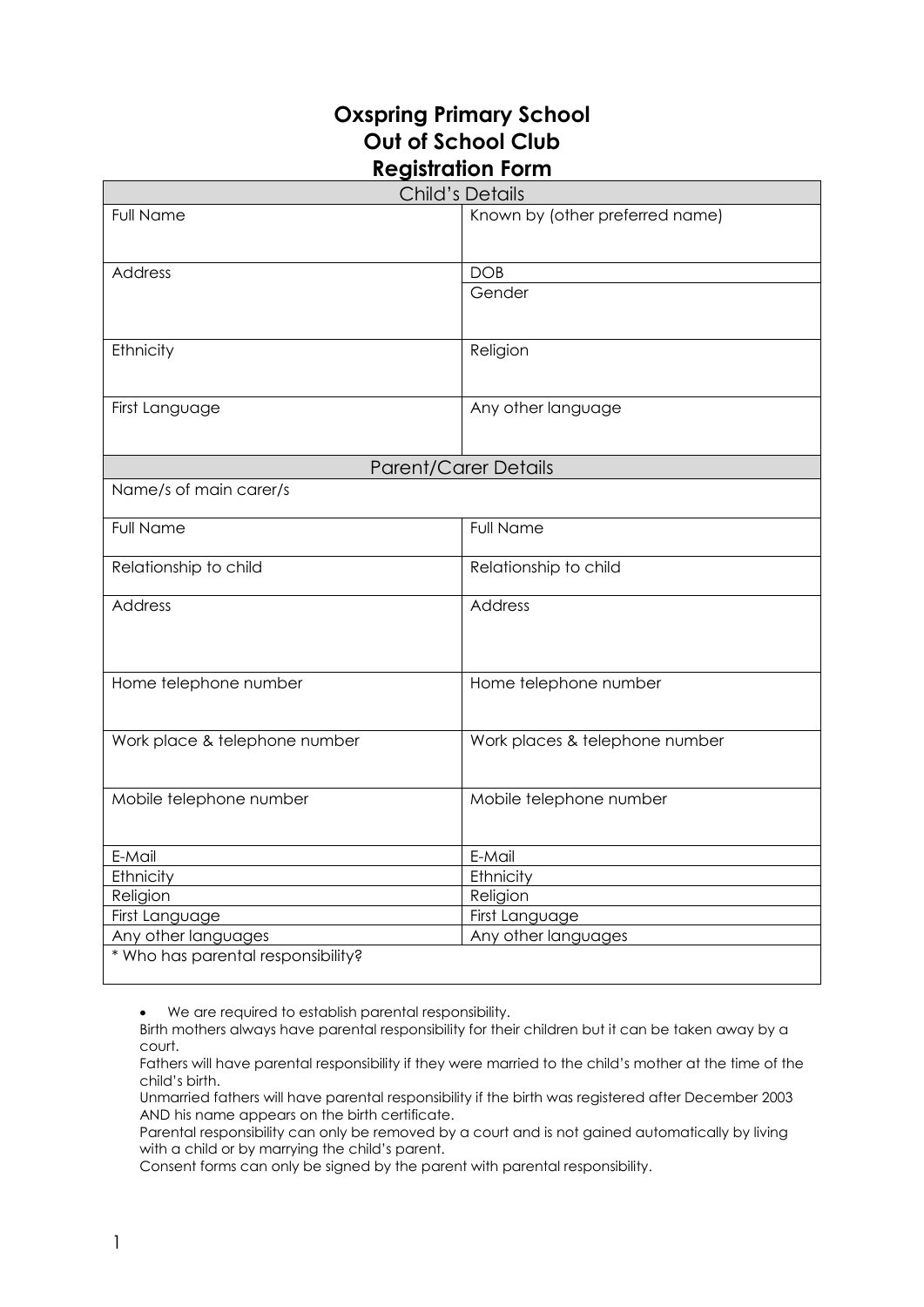# Oxspring Primary School
# Out of School Club
# Registration Form

| Child's Details | |
|---|---|
| Full Name | Known by (other preferred name) |
| Address | DOB |
| | Gender |
| Ethnicity | Religion |
| First Language | Any other language |

| Parent/Carer Details | |
|---|---|
| Name/s of main carer/s | |
| Full Name | Full Name |
| Relationship to child | Relationship to child |
| Address | Address |
| Home telephone number | Home telephone number |
| Work place & telephone number | Work places & telephone number |
| Mobile telephone number | Mobile telephone number |
| E-Mail | E-Mail |
| Ethnicity | Ethnicity |
| Religion | Religion |
| First Language | First Language |
| Any other languages | Any other languages |
| * Who has parental responsibility? | |

- We are required to establish parental responsibility.

Birth mothers always have parental responsibility for their children but it can be taken away by a court.

Fathers will have parental responsibility if they were married to the child's mother at the time of the child's birth.

Unmarried fathers will have parental responsibility if the birth was registered after December 2003 AND his name appears on the birth certificate.

Parental responsibility can only be removed by a court and is not gained automatically by living with a child or by marrying the child's parent.

Consent forms can only be signed by the parent with parental responsibility.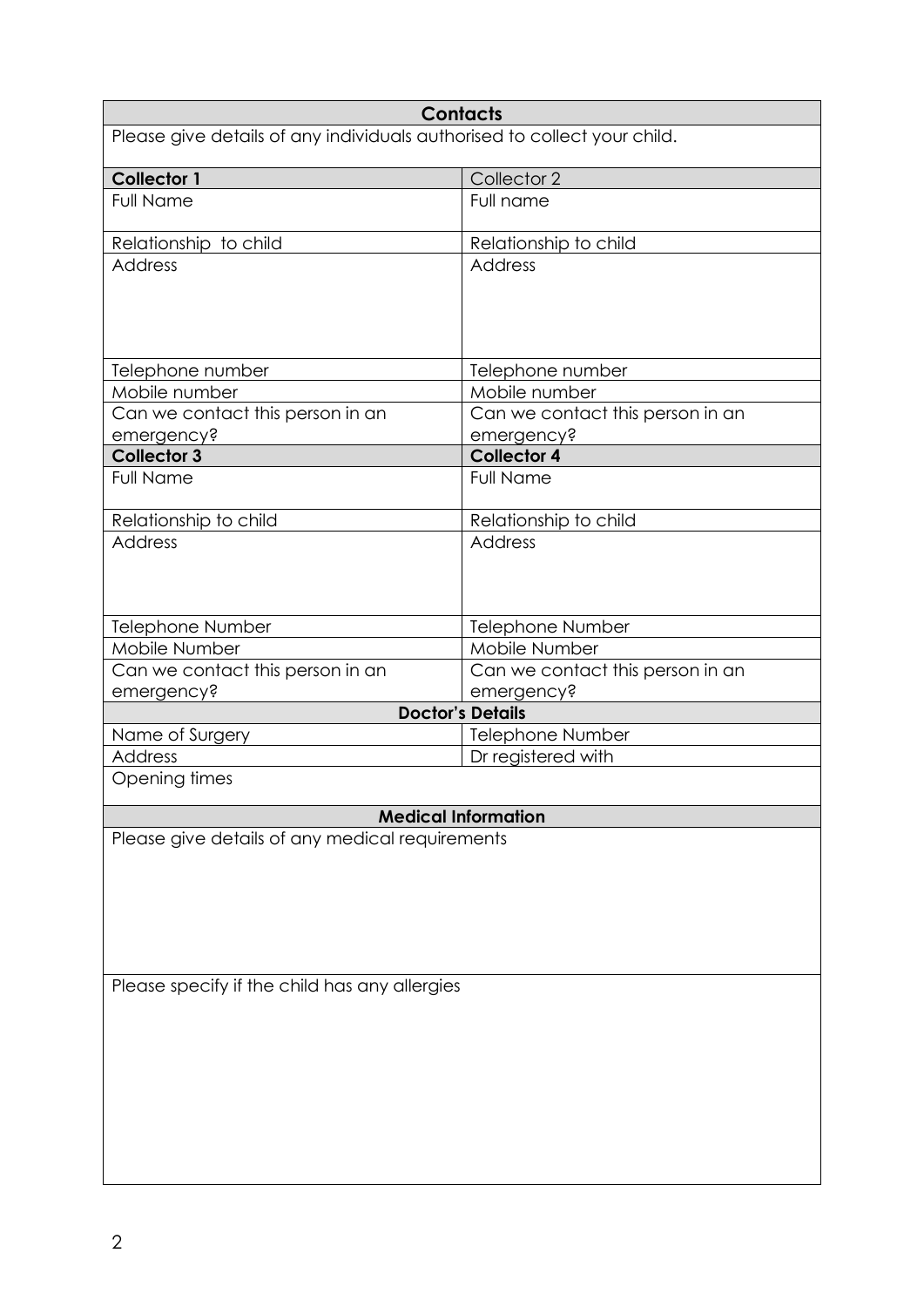| Contacts | |
|---|---|
| Please give details of any individuals authorised to collect your child. | |
| **Collector 1** | Collector 2 |
| Full Name | Full name |
| Relationship to child | Relationship to child |
| Address | Address |
| Telephone number | Telephone number |
| Mobile number | Mobile number |
| Can we contact this person in an emergency? | Can we contact this person in an emergency? |
| **Collector 3** | **Collector 4** |
| Full Name | Full Name |
| Relationship to child | Relationship to child |
| Address | Address |
| Telephone Number | Telephone Number |
| Mobile Number | Mobile Number |
| Can we contact this person in an emergency? | Can we contact this person in an emergency? |
| **Doctor's Details** | |
| Name of Surgery | Telephone Number |
| Address | Dr registered with |
| Opening times | |
| **Medical Information** | |
| Please give details of any medical requirements | |
| Please specify if the child has any allergies | |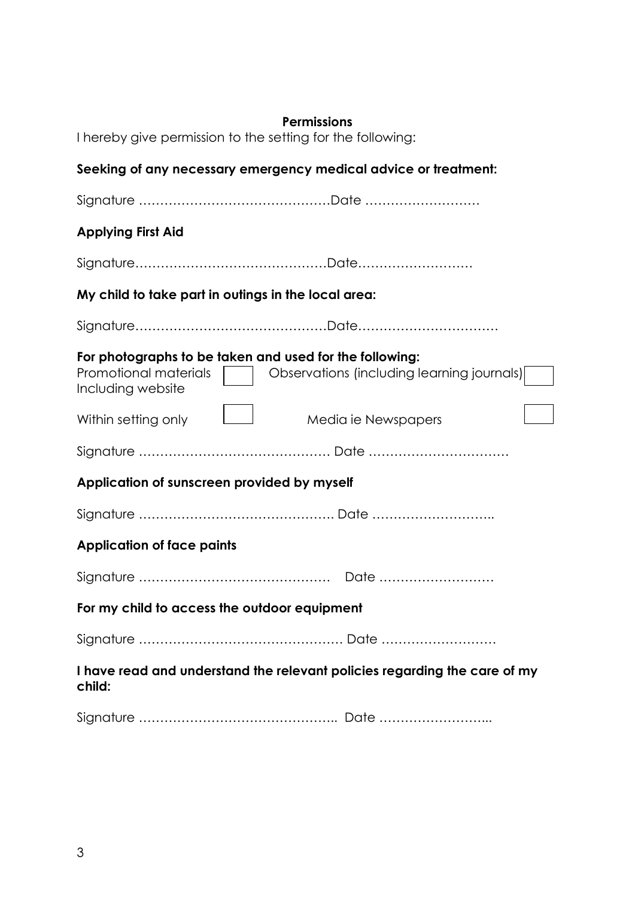**Permissions**

I hereby give permission to the setting for the following:

**Seeking of any necessary emergency medical advice or treatment:**

Signature ………………………………………Date ………………………

**Applying First Aid**

Signature………………………………………Date………………………

**My child to take part in outings in the local area:**

Signature………………………………………Date……………………………

**For photographs to be taken and used for the following:**

Promotional materials Including website ☐ Observations (including learning journals) ☐

Within setting only ☐ Media ie Newspapers ☐

Signature ……………………………………… Date ……………………………

**Application of sunscreen provided by myself**

Signature ………………………………………. Date ………………………..

**Application of face paints**

Signature ……………………………………… Date ………………………

**For my child to access the outdoor equipment**

Signature ………………………………………… Date ………………………

**I have read and understand the relevant policies regarding the care of my child:**

Signature ……………………………………….. Date ……………………...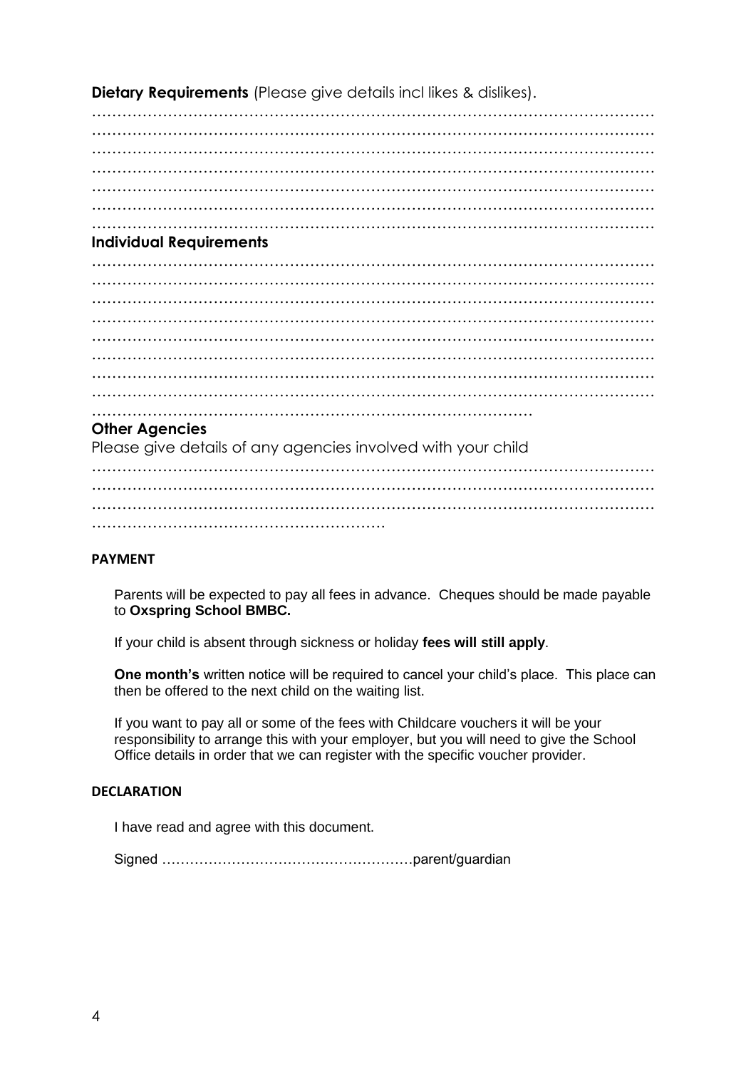**Dietary Requirements** (Please give details incl likes & dislikes).

…………………………………………………………………………………………………
…………………………………………………………………………………………………
…………………………………………………………………………………………………
…………………………………………………………………………………………………
…………………………………………………………………………………………………
…………………………………………………………………………………………………
…………………………………………………………………………………………………

**Individual Requirements**

…………………………………………………………………………………………………
…………………………………………………………………………………………………
…………………………………………………………………………………………………
…………………………………………………………………………………………………
…………………………………………………………………………………………………
…………………………………………………………………………………………………
…………………………………………………………………………………………………
…………………………………………………………………………………………………
……………………………………………………………………………

**Other Agencies**

Please give details of any agencies involved with your child

…………………………………………………………………………………………………
…………………………………………………………………………………………………
…………………………………………………………………………………………………
…………………………………………………

**PAYMENT**

Parents will be expected to pay all fees in advance. Cheques should be made payable to **Oxspring School BMBC.**

If your child is absent through sickness or holiday **fees will still apply**.

**One month's** written notice will be required to cancel your child's place. This place can then be offered to the next child on the waiting list.

If you want to pay all or some of the fees with Childcare vouchers it will be your responsibility to arrange this with your employer, but you will need to give the School Office details in order that we can register with the specific voucher provider.

**DECLARATION**

I have read and agree with this document.

Signed ………………………………………………parent/guardian